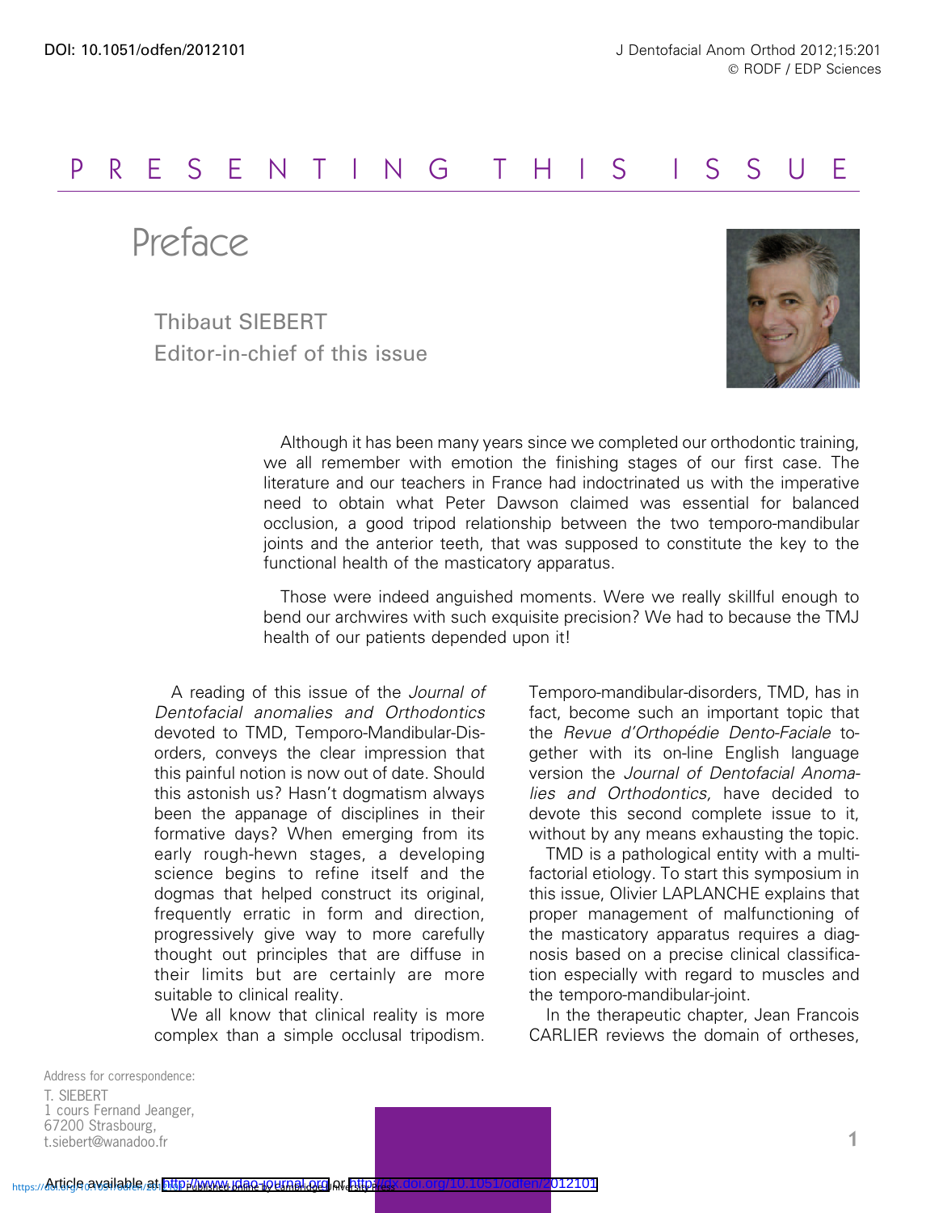# PRESENTING THIS ISSUE

## Preface

Thibaut SIEBERT
Editor-in-chief of this issue

Although it has been many years since we completed our orthodontic training, we all remember with emotion the finishing stages of our first case. The literature and our teachers in France had indoctrinated us with the imperative need to obtain what Peter Dawson claimed was essential for balanced occlusion, a good tripod relationship between the two temporo-mandibular joints and the anterior teeth, that was supposed to constitute the key to the functional health of the masticatory apparatus.

Those were indeed anguished moments. Were we really skillful enough to bend our archwires with such exquisite precision? We had to because the TMJ health of our patients depended upon it!

A reading of this issue of the *Journal of Dentofacial anomalies and Orthodontics* devoted to TMD, Temporo-Mandibular-Disorders, conveys the clear impression that this painful notion is now out of date. Should this astonish us? Hasn't dogmatism always been the appanage of disciplines in their formative days? When emerging from its early rough-hewn stages, a developing science begins to refine itself and the dogmas that helped construct its original, frequently erratic in form and direction, progressively give way to more carefully thought out principles that are diffuse in their limits but are certainly are more suitable to clinical reality.

We all know that clinical reality is more complex than a simple occlusal tripodism. Temporo-mandibular-disorders, TMD, has in fact, become such an important topic that the *Revue d'Orthopédie Dento-Faciale* together with its on-line English language version the *Journal of Dentofacial Anomalies and Orthodontics,* have decided to devote this second complete issue to it, without by any means exhausting the topic.

TMD is a pathological entity with a multifactorial etiology. To start this symposium in this issue, Olivier LAPLANCHE explains that proper management of malfunctioning of the masticatory apparatus requires a diagnosis based on a precise clinical classification especially with regard to muscles and the temporo-mandibular-joint.

In the therapeutic chapter, Jean Francois CARLIER reviews the domain of ortheses,

Address for correspondence:
T. SIEBERT
1 cours Fernand Jeanger,
67200 Strasbourg,
t.siebert@wanadoo.fr

Article available at http://www.jdao-journal.org or http://dx.doi.org/10.1051/odfen/2012101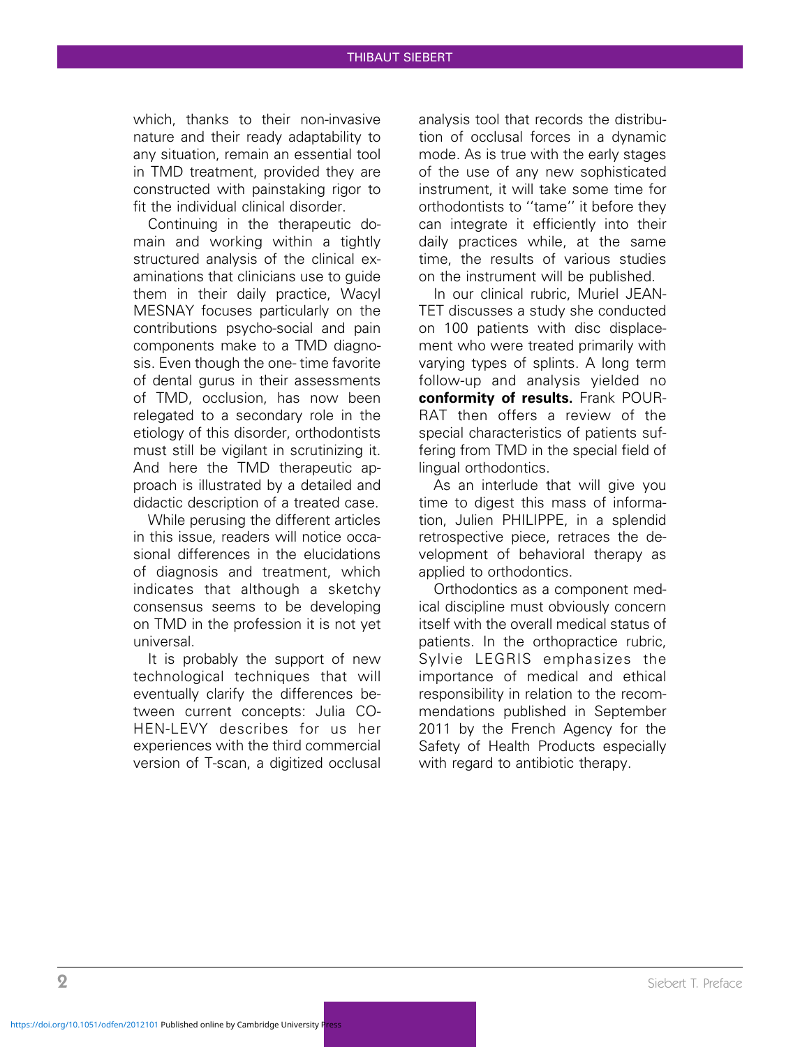which, thanks to their non-invasive nature and their ready adaptability to any situation, remain an essential tool in TMD treatment, provided they are constructed with painstaking rigor to fit the individual clinical disorder.

Continuing in the therapeutic domain and working within a tightly structured analysis of the clinical examinations that clinicians use to guide them in their daily practice, Wacyl MESNAY focuses particularly on the contributions psycho-social and pain components make to a TMD diagnosis. Even though the one- time favorite of dental gurus in their assessments of TMD, occlusion, has now been relegated to a secondary role in the etiology of this disorder, orthodontists must still be vigilant in scrutinizing it. And here the TMD therapeutic approach is illustrated by a detailed and didactic description of a treated case.

While perusing the different articles in this issue, readers will notice occasional differences in the elucidations of diagnosis and treatment, which indicates that although a sketchy consensus seems to be developing on TMD in the profession it is not yet universal.

It is probably the support of new technological techniques that will eventually clarify the differences between current concepts: Julia COHEN-LEVY describes for us her experiences with the third commercial version of T-scan, a digitized occlusal analysis tool that records the distribution of occlusal forces in a dynamic mode. As is true with the early stages of the use of any new sophisticated instrument, it will take some time for orthodontists to ''tame'' it before they can integrate it efficiently into their daily practices while, at the same time, the results of various studies on the instrument will be published.

In our clinical rubric, Muriel JEANTET discusses a study she conducted on 100 patients with disc displacement who were treated primarily with varying types of splints. A long term follow-up and analysis yielded no **conformity of results.** Frank POURRAT then offers a review of the special characteristics of patients suffering from TMD in the special field of lingual orthodontics.

As an interlude that will give you time to digest this mass of information, Julien PHILIPPE, in a splendid retrospective piece, retraces the development of behavioral therapy as applied to orthodontics.

Orthodontics as a component medical discipline must obviously concern itself with the overall medical status of patients. In the orthopractice rubric, Sylvie LEGRIS emphasizes the importance of medical and ethical responsibility in relation to the recommendations published in September 2011 by the French Agency for the Safety of Health Products especially with regard to antibiotic therapy.